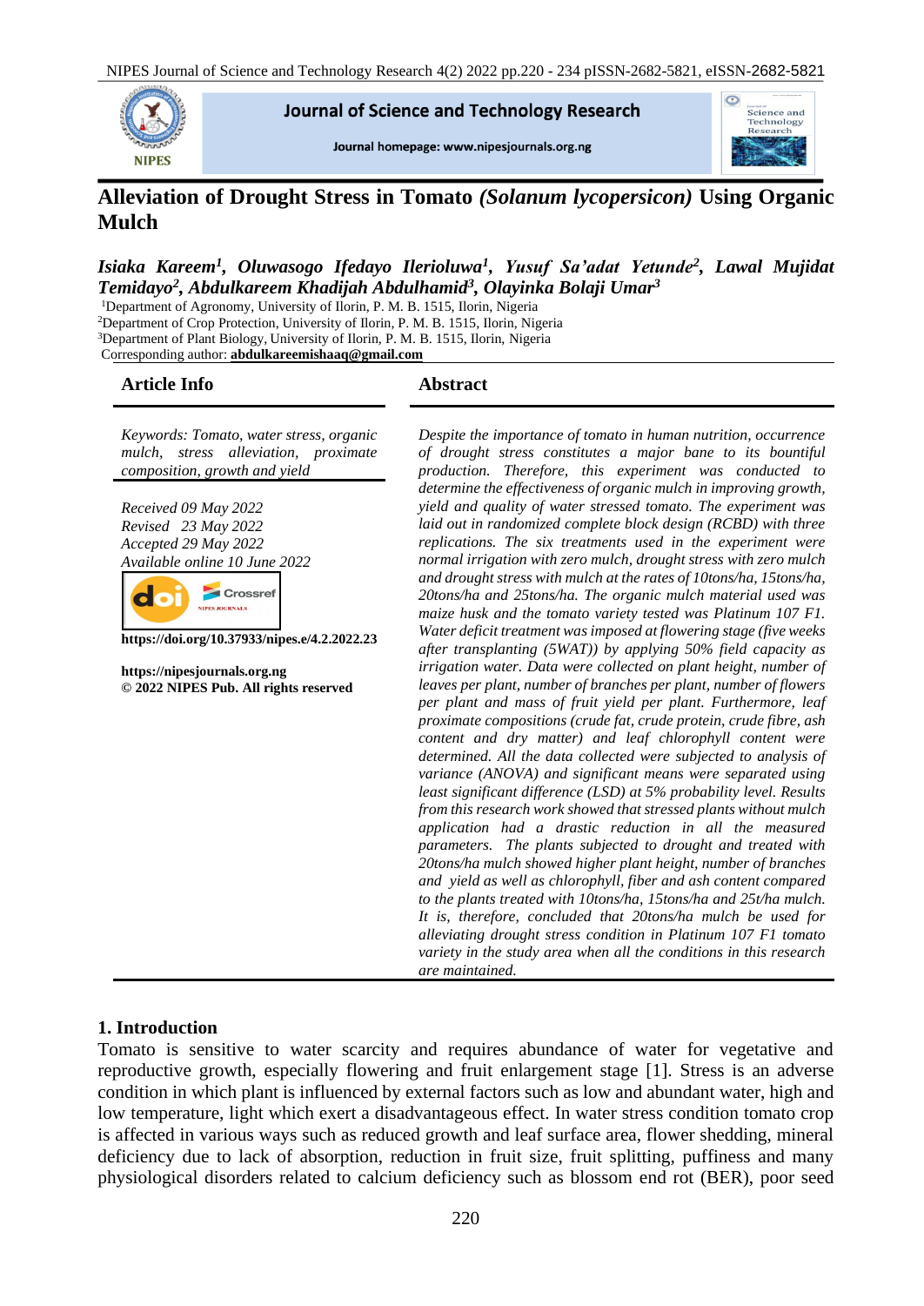# Alleviation of Drought Stress in Tomato *(Solanum lycopersicon)* Using Organic Mulch

***Isiaka Kareem[1], Oluwasogo Ifedayo Ilerioluwa[1], Yusuf Sa'adat Yetunde[2], Lawal Mujidat Temidayo[2], Abdulkareem Khadijah Abdulhamid[3], Olayinka Bolaji Umar[3]***

[1]Department of Agronomy, University of Ilorin, P. M. B. 1515, Ilorin, Nigeria
[2]Department of Crop Protection, University of Ilorin, P. M. B. 1515, Ilorin, Nigeria
[3]Department of Plant Biology, University of Ilorin, P. M. B. 1515, Ilorin, Nigeria
Corresponding author: **abdulkareemishaaq@gmail.com**

## Article Info

*Keywords: Tomato, water stress, organic mulch, stress alleviation, proximate composition, growth and yield*

*Received 09 May 2022*
*Revised 23 May 2022*
*Accepted 29 May 2022*
*Available online 10 June 2022*

**https://doi.org/10.37933/nipes.e/4.2.2022.23**

**https://nipesjournals.org.ng**
**© 2022 NIPES Pub. All rights reserved**

## Abstract

*Despite the importance of tomato in human nutrition, occurrence of drought stress constitutes a major bane to its bountiful production. Therefore, this experiment was conducted to determine the effectiveness of organic mulch in improving growth, yield and quality of water stressed tomato. The experiment was laid out in randomized complete block design (RCBD) with three replications. The six treatments used in the experiment were normal irrigation with zero mulch, drought stress with zero mulch and drought stress with mulch at the rates of 10tons/ha, 15tons/ha, 20tons/ha and 25tons/ha. The organic mulch material used was maize husk and the tomato variety tested was Platinum 107 F1. Water deficit treatment was imposed at flowering stage (five weeks after transplanting (5WAT)) by applying 50% field capacity as irrigation water. Data were collected on plant height, number of leaves per plant, number of branches per plant, number of flowers per plant and mass of fruit yield per plant. Furthermore, leaf proximate compositions (crude fat, crude protein, crude fibre, ash content and dry matter) and leaf chlorophyll content were determined. All the data collected were subjected to analysis of variance (ANOVA) and significant means were separated using least significant difference (LSD) at 5% probability level. Results from this research work showed that stressed plants without mulch application had a drastic reduction in all the measured parameters. The plants subjected to drought and treated with 20tons/ha mulch showed higher plant height, number of branches and yield as well as chlorophyll, fiber and ash content compared to the plants treated with 10tons/ha, 15tons/ha and 25t/ha mulch. It is, therefore, concluded that 20tons/ha mulch be used for alleviating drought stress condition in Platinum 107 F1 tomato variety in the study area when all the conditions in this research are maintained.*

## 1. Introduction

Tomato is sensitive to water scarcity and requires abundance of water for vegetative and reproductive growth, especially flowering and fruit enlargement stage [1]. Stress is an adverse condition in which plant is influenced by external factors such as low and abundant water, high and low temperature, light which exert a disadvantageous effect. In water stress condition tomato crop is affected in various ways such as reduced growth and leaf surface area, flower shedding, mineral deficiency due to lack of absorption, reduction in fruit size, fruit splitting, puffiness and many physiological disorders related to calcium deficiency such as blossom end rot (BER), poor seed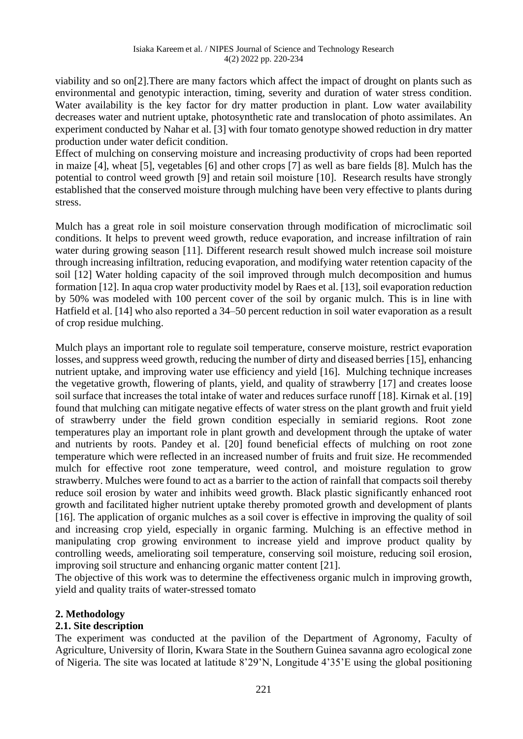viability and so on[2].There are many factors which affect the impact of drought on plants such as environmental and genotypic interaction, timing, severity and duration of water stress condition. Water availability is the key factor for dry matter production in plant. Low water availability decreases water and nutrient uptake, photosynthetic rate and translocation of photo assimilates. An experiment conducted by Nahar et al. [3] with four tomato genotype showed reduction in dry matter production under water deficit condition.

Effect of mulching on conserving moisture and increasing productivity of crops had been reported in maize [4], wheat [5], vegetables [6] and other crops [7] as well as bare fields [8]. Mulch has the potential to control weed growth [9] and retain soil moisture [10]. Research results have strongly established that the conserved moisture through mulching have been very effective to plants during stress.

Mulch has a great role in soil moisture conservation through modification of microclimatic soil conditions. It helps to prevent weed growth, reduce evaporation, and increase infiltration of rain water during growing season [11]. Different research result showed mulch increase soil moisture through increasing infiltration, reducing evaporation, and modifying water retention capacity of the soil [12] Water holding capacity of the soil improved through mulch decomposition and humus formation [12]. In aqua crop water productivity model by Raes et al. [13], soil evaporation reduction by 50% was modeled with 100 percent cover of the soil by organic mulch. This is in line with Hatfield et al. [14] who also reported a 34–50 percent reduction in soil water evaporation as a result of crop residue mulching.

Mulch plays an important role to regulate soil temperature, conserve moisture, restrict evaporation losses, and suppress weed growth, reducing the number of dirty and diseased berries [15], enhancing nutrient uptake, and improving water use efficiency and yield [16]. Mulching technique increases the vegetative growth, flowering of plants, yield, and quality of strawberry [17] and creates loose soil surface that increases the total intake of water and reduces surface runoff [18]. Kirnak et al. [19] found that mulching can mitigate negative effects of water stress on the plant growth and fruit yield of strawberry under the field grown condition especially in semiarid regions. Root zone temperatures play an important role in plant growth and development through the uptake of water and nutrients by roots. Pandey et al. [20] found beneficial effects of mulching on root zone temperature which were reflected in an increased number of fruits and fruit size. He recommended mulch for effective root zone temperature, weed control, and moisture regulation to grow strawberry. Mulches were found to act as a barrier to the action of rainfall that compacts soil thereby reduce soil erosion by water and inhibits weed growth. Black plastic significantly enhanced root growth and facilitated higher nutrient uptake thereby promoted growth and development of plants [16]. The application of organic mulches as a soil cover is effective in improving the quality of soil and increasing crop yield, especially in organic farming. Mulching is an effective method in manipulating crop growing environment to increase yield and improve product quality by controlling weeds, ameliorating soil temperature, conserving soil moisture, reducing soil erosion, improving soil structure and enhancing organic matter content [21].

The objective of this work was to determine the effectiveness organic mulch in improving growth, yield and quality traits of water-stressed tomato

## 2. Methodology

### 2.1. Site description

The experiment was conducted at the pavilion of the Department of Agronomy, Faculty of Agriculture, University of Ilorin, Kwara State in the Southern Guinea savanna agro ecological zone of Nigeria. The site was located at latitude 8'29'N, Longitude 4'35'E using the global positioning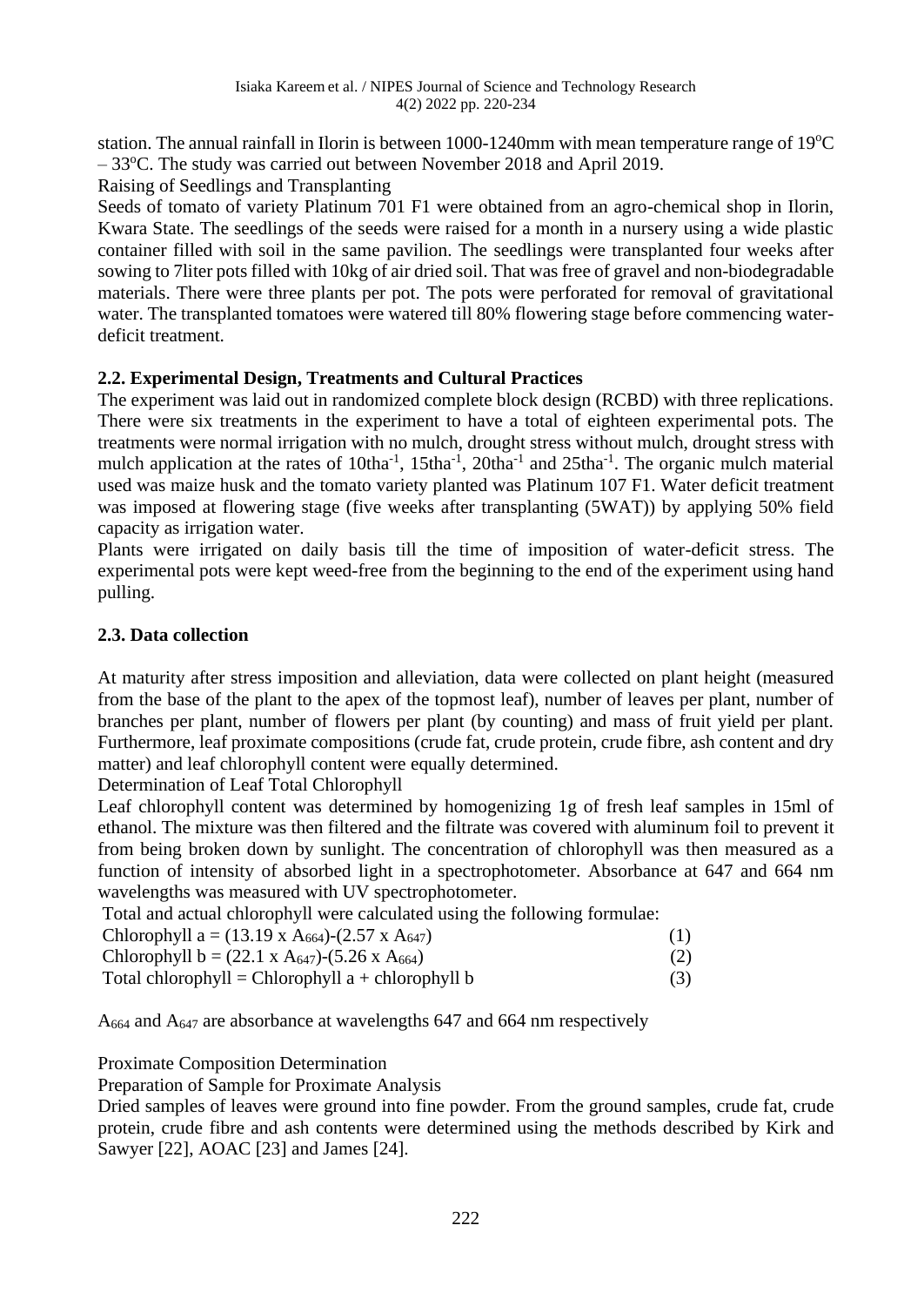station. The annual rainfall in Ilorin is between 1000-1240mm with mean temperature range of 19°C – 33°C. The study was carried out between November 2018 and April 2019.

Raising of Seedlings and Transplanting

Seeds of tomato of variety Platinum 701 F1 were obtained from an agro-chemical shop in Ilorin, Kwara State. The seedlings of the seeds were raised for a month in a nursery using a wide plastic container filled with soil in the same pavilion. The seedlings were transplanted four weeks after sowing to 7liter pots filled with 10kg of air dried soil. That was free of gravel and non-biodegradable materials. There were three plants per pot. The pots were perforated for removal of gravitational water. The transplanted tomatoes were watered till 80% flowering stage before commencing water-deficit treatment.

### 2.2. Experimental Design, Treatments and Cultural Practices

The experiment was laid out in randomized complete block design (RCBD) with three replications. There were six treatments in the experiment to have a total of eighteen experimental pots. The treatments were normal irrigation with no mulch, drought stress without mulch, drought stress with mulch application at the rates of $10tha^{-1}$, $15tha^{-1}$, $20tha^{-1}$ and $25tha^{-1}$. The organic mulch material used was maize husk and the tomato variety planted was Platinum 107 F1. Water deficit treatment was imposed at flowering stage (five weeks after transplanting (5WAT)) by applying 50% field capacity as irrigation water.

Plants were irrigated on daily basis till the time of imposition of water-deficit stress. The experimental pots were kept weed-free from the beginning to the end of the experiment using hand pulling.

### 2.3. Data collection

At maturity after stress imposition and alleviation, data were collected on plant height (measured from the base of the plant to the apex of the topmost leaf), number of leaves per plant, number of branches per plant, number of flowers per plant (by counting) and mass of fruit yield per plant. Furthermore, leaf proximate compositions (crude fat, crude protein, crude fibre, ash content and dry matter) and leaf chlorophyll content were equally determined.

Determination of Leaf Total Chlorophyll

Leaf chlorophyll content was determined by homogenizing 1g of fresh leaf samples in 15ml of ethanol. The mixture was then filtered and the filtrate was covered with aluminum foil to prevent it from being broken down by sunlight. The concentration of chlorophyll was then measured as a function of intensity of absorbed light in a spectrophotometer. Absorbance at 647 and 664 nm wavelengths was measured with UV spectrophotometer.

Total and actual chlorophyll were calculated using the following formulae:

$$\text{Chlorophyll a} = (13.19 \times A_{664}) - (2.57 \times A_{647}) \quad (1)$$

$$\text{Chlorophyll b} = (22.1 \times A_{647}) - (5.26 \times A_{664}) \quad (2)$$

$$\text{Total chlorophyll} = \text{Chlorophyll a} + \text{chlorophyll b} \quad (3)$$

$A_{664}$ and $A_{647}$ are absorbance at wavelengths 647 and 664 nm respectively

Proximate Composition Determination

Preparation of Sample for Proximate Analysis

Dried samples of leaves were ground into fine powder. From the ground samples, crude fat, crude protein, crude fibre and ash contents were determined using the methods described by Kirk and Sawyer [22], AOAC [23] and James [24].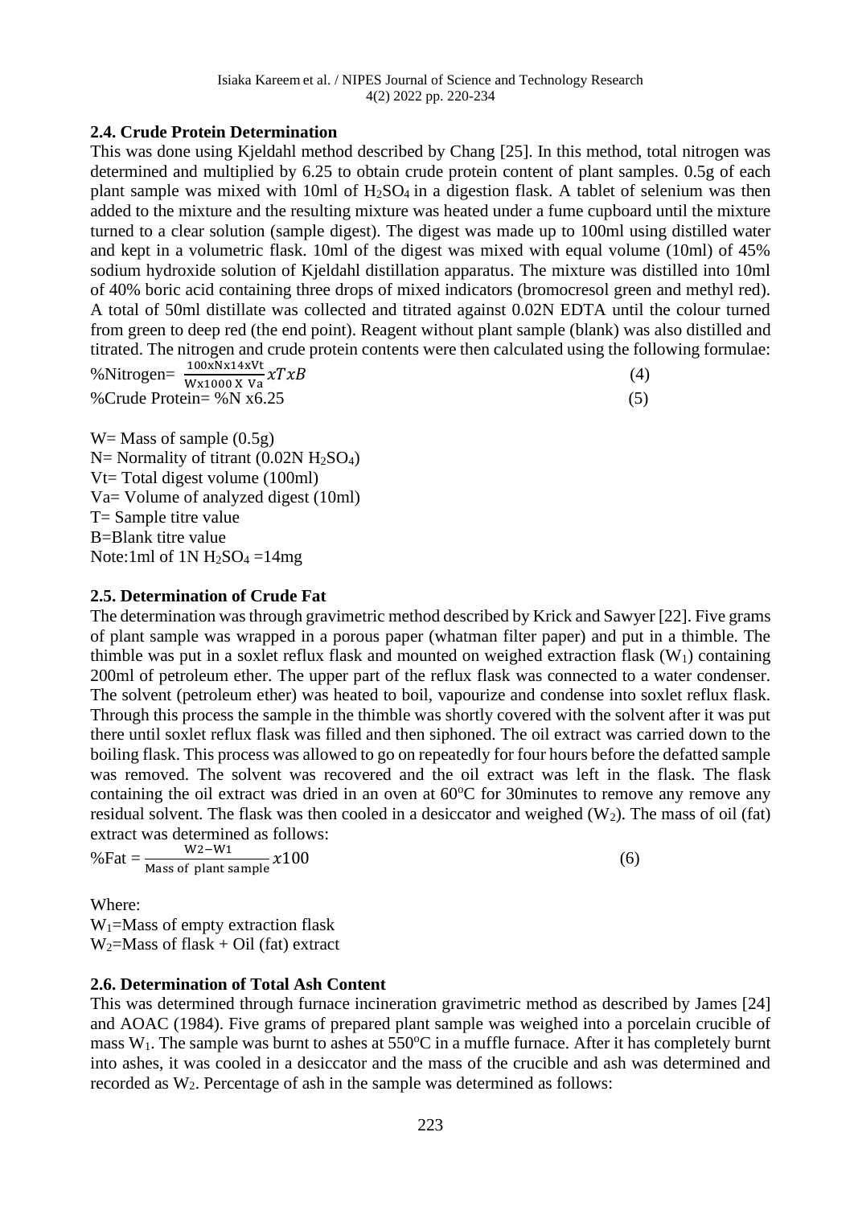## 2.4. Crude Protein Determination

This was done using Kjeldahl method described by Chang [25]. In this method, total nitrogen was determined and multiplied by 6.25 to obtain crude protein content of plant samples. 0.5g of each plant sample was mixed with 10ml of $H_2SO_4$ in a digestion flask. A tablet of selenium was then added to the mixture and the resulting mixture was heated under a fume cupboard until the mixture turned to a clear solution (sample digest). The digest was made up to 100ml using distilled water and kept in a volumetric flask. 10ml of the digest was mixed with equal volume (10ml) of 45% sodium hydroxide solution of Kjeldahl distillation apparatus. The mixture was distilled into 10ml of 40% boric acid containing three drops of mixed indicators (bromocresol green and methyl red). A total of 50ml distillate was collected and titrated against 0.02N EDTA until the colour turned from green to deep red (the end point). Reagent without plant sample (blank) was also distilled and titrated. The nitrogen and crude protein contents were then calculated using the following formulae:

$$\%\text{Nitrogen} = \frac{100 \text{x} \text{N} \text{x} 14 \text{x} \text{Vt}}{\text{W} \text{x} 1000 \text{ X } \text{Va}} xTxB \quad (4)$$

$$\%\text{Crude Protein} = \%\text{N x}6.25 \quad (5)$$

W= Mass of sample (0.5g)
N= Normality of titrant (0.02N $H_2SO_4$)
Vt= Total digest volume (100ml)
Va= Volume of analyzed digest (10ml)
T= Sample titre value
B=Blank titre value
Note:1ml of 1N $H_2SO_4$ =14mg

## 2.5. Determination of Crude Fat

The determination was through gravimetric method described by Krick and Sawyer [22]. Five grams of plant sample was wrapped in a porous paper (whatman filter paper) and put in a thimble. The thimble was put in a soxlet reflux flask and mounted on weighed extraction flask ($W_1$) containing 200ml of petroleum ether. The upper part of the reflux flask was connected to a water condenser. The solvent (petroleum ether) was heated to boil, vapourize and condense into soxlet reflux flask. Through this process the sample in the thimble was shortly covered with the solvent after it was put there until soxlet reflux flask was filled and then siphoned. The oil extract was carried down to the boiling flask. This process was allowed to go on repeatedly for four hours before the defatted sample was removed. The solvent was recovered and the oil extract was left in the flask. The flask containing the oil extract was dried in an oven at 60°C for 30minutes to remove any remove any residual solvent. The flask was then cooled in a desiccator and weighed ($W_2$). The mass of oil (fat) extract was determined as follows:

$$\%\text{Fat} = \frac{\text{W2} - \text{W1}}{\text{Mass of plant sample}} x100 \quad (6)$$

Where:
$W_1$=Mass of empty extraction flask
$W_2$=Mass of flask + Oil (fat) extract

## 2.6. Determination of Total Ash Content

This was determined through furnace incineration gravimetric method as described by James [24] and AOAC (1984). Five grams of prepared plant sample was weighed into a porcelain crucible of mass $W_1$. The sample was burnt to ashes at 550°C in a muffle furnace. After it has completely burnt into ashes, it was cooled in a desiccator and the mass of the crucible and ash was determined and recorded as $W_2$. Percentage of ash in the sample was determined as follows: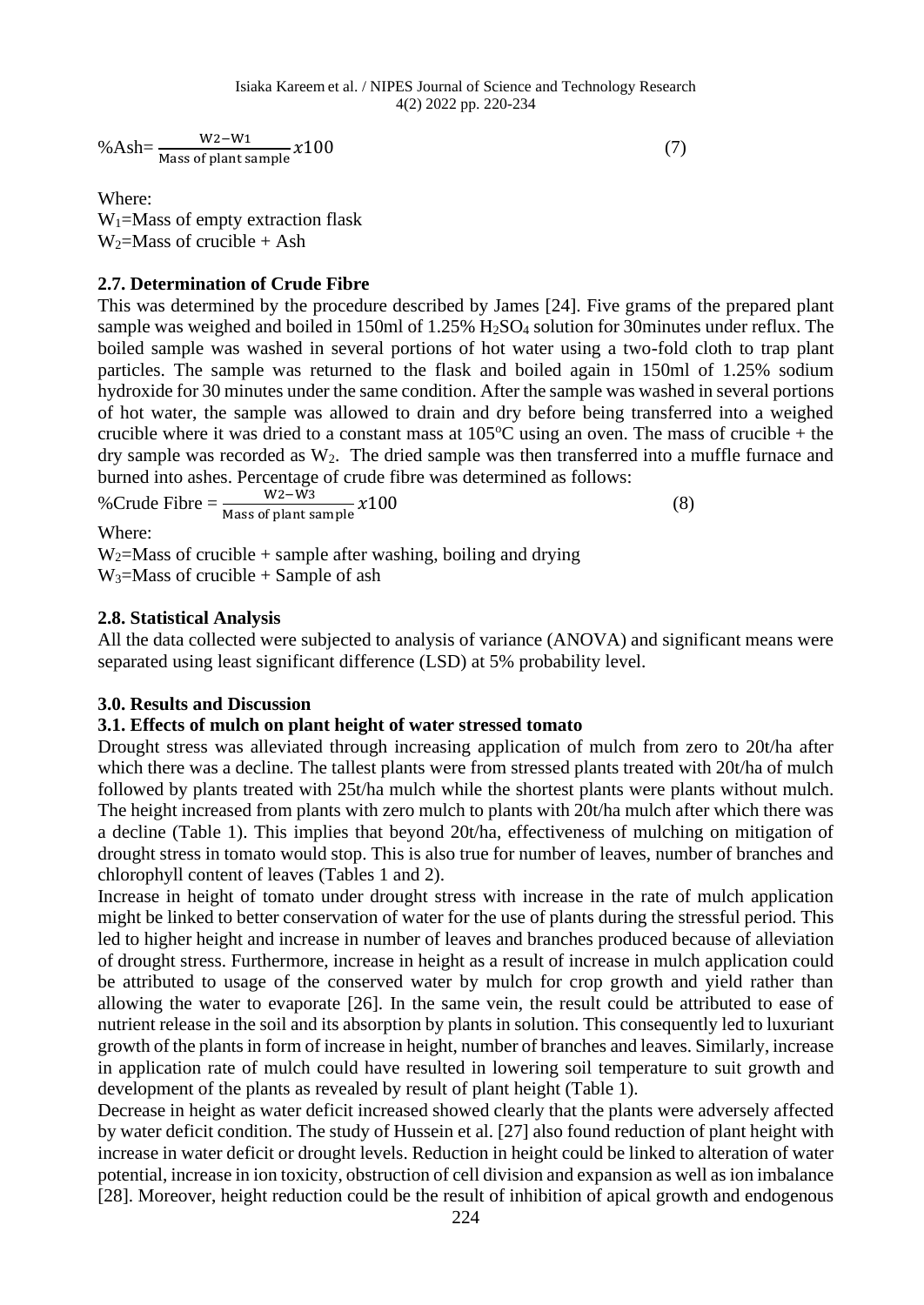$$\%Ash = \frac{W2 - W1}{\text{Mass of plant sample}} x100 \quad (7)$$

Where:
$W_1$=Mass of empty extraction flask
$W_2$=Mass of crucible + Ash

### 2.7. Determination of Crude Fibre

This was determined by the procedure described by James [24]. Five grams of the prepared plant sample was weighed and boiled in 150ml of 1.25% $H_2SO_4$ solution for 30minutes under reflux. The boiled sample was washed in several portions of hot water using a two-fold cloth to trap plant particles. The sample was returned to the flask and boiled again in 150ml of 1.25% sodium hydroxide for 30 minutes under the same condition. After the sample was washed in several portions of hot water, the sample was allowed to drain and dry before being transferred into a weighed crucible where it was dried to a constant mass at 105$^o$C using an oven. The mass of crucible + the dry sample was recorded as $W_2$. The dried sample was then transferred into a muffle furnace and burned into ashes. Percentage of crude fibre was determined as follows:

$$\%Crude\ Fibre = \frac{W2 - W3}{\text{Mass of plant sample}} x100 \quad (8)$$

Where:
$W_2$=Mass of crucible + sample after washing, boiling and drying
$W_3$=Mass of crucible + Sample of ash

### 2.8. Statistical Analysis

All the data collected were subjected to analysis of variance (ANOVA) and significant means were separated using least significant difference (LSD) at 5% probability level.

## 3.0. Results and Discussion

### 3.1. Effects of mulch on plant height of water stressed tomato

Drought stress was alleviated through increasing application of mulch from zero to 20t/ha after which there was a decline. The tallest plants were from stressed plants treated with 20t/ha of mulch followed by plants treated with 25t/ha mulch while the shortest plants were plants without mulch. The height increased from plants with zero mulch to plants with 20t/ha mulch after which there was a decline (Table 1). This implies that beyond 20t/ha, effectiveness of mulching on mitigation of drought stress in tomato would stop. This is also true for number of leaves, number of branches and chlorophyll content of leaves (Tables 1 and 2).

Increase in height of tomato under drought stress with increase in the rate of mulch application might be linked to better conservation of water for the use of plants during the stressful period. This led to higher height and increase in number of leaves and branches produced because of alleviation of drought stress. Furthermore, increase in height as a result of increase in mulch application could be attributed to usage of the conserved water by mulch for crop growth and yield rather than allowing the water to evaporate [26]. In the same vein, the result could be attributed to ease of nutrient release in the soil and its absorption by plants in solution. This consequently led to luxuriant growth of the plants in form of increase in height, number of branches and leaves. Similarly, increase in application rate of mulch could have resulted in lowering soil temperature to suit growth and development of the plants as revealed by result of plant height (Table 1).

Decrease in height as water deficit increased showed clearly that the plants were adversely affected by water deficit condition. The study of Hussein et al. [27] also found reduction of plant height with increase in water deficit or drought levels. Reduction in height could be linked to alteration of water potential, increase in ion toxicity, obstruction of cell division and expansion as well as ion imbalance [28]. Moreover, height reduction could be the result of inhibition of apical growth and endogenous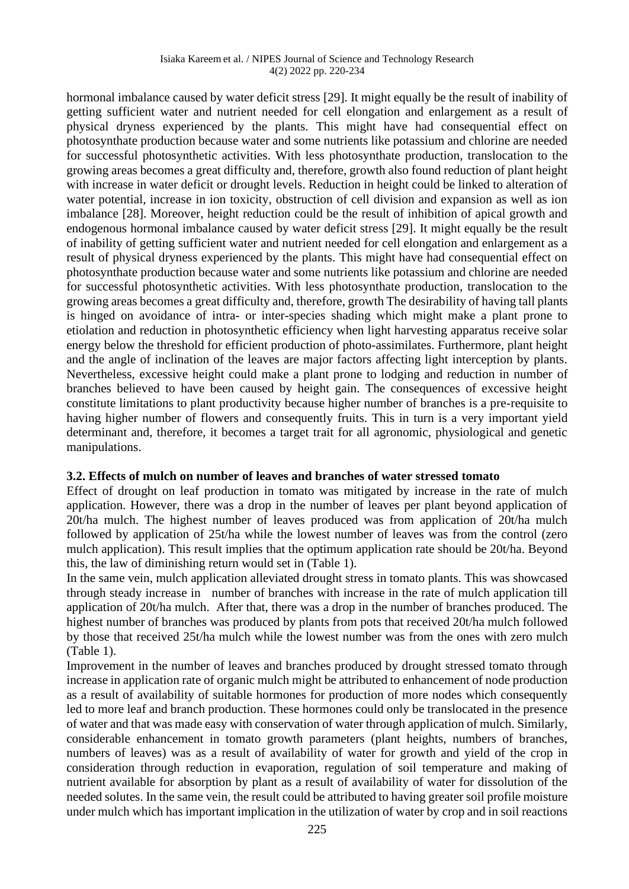hormonal imbalance caused by water deficit stress [29]. It might equally be the result of inability of getting sufficient water and nutrient needed for cell elongation and enlargement as a result of physical dryness experienced by the plants. This might have had consequential effect on photosynthate production because water and some nutrients like potassium and chlorine are needed for successful photosynthetic activities. With less photosynthate production, translocation to the growing areas becomes a great difficulty and, therefore, growth also found reduction of plant height with increase in water deficit or drought levels. Reduction in height could be linked to alteration of water potential, increase in ion toxicity, obstruction of cell division and expansion as well as ion imbalance [28]. Moreover, height reduction could be the result of inhibition of apical growth and endogenous hormonal imbalance caused by water deficit stress [29]. It might equally be the result of inability of getting sufficient water and nutrient needed for cell elongation and enlargement as a result of physical dryness experienced by the plants. This might have had consequential effect on photosynthate production because water and some nutrients like potassium and chlorine are needed for successful photosynthetic activities. With less photosynthate production, translocation to the growing areas becomes a great difficulty and, therefore, growth The desirability of having tall plants is hinged on avoidance of intra- or inter-species shading which might make a plant prone to etiolation and reduction in photosynthetic efficiency when light harvesting apparatus receive solar energy below the threshold for efficient production of photo-assimilates. Furthermore, plant height and the angle of inclination of the leaves are major factors affecting light interception by plants. Nevertheless, excessive height could make a plant prone to lodging and reduction in number of branches believed to have been caused by height gain. The consequences of excessive height constitute limitations to plant productivity because higher number of branches is a pre-requisite to having higher number of flowers and consequently fruits. This in turn is a very important yield determinant and, therefore, it becomes a target trait for all agronomic, physiological and genetic manipulations.

### 3.2. Effects of mulch on number of leaves and branches of water stressed tomato

Effect of drought on leaf production in tomato was mitigated by increase in the rate of mulch application. However, there was a drop in the number of leaves per plant beyond application of 20t/ha mulch. The highest number of leaves produced was from application of 20t/ha mulch followed by application of 25t/ha while the lowest number of leaves was from the control (zero mulch application). This result implies that the optimum application rate should be 20t/ha. Beyond this, the law of diminishing return would set in (Table 1).

In the same vein, mulch application alleviated drought stress in tomato plants. This was showcased through steady increase in number of branches with increase in the rate of mulch application till application of 20t/ha mulch. After that, there was a drop in the number of branches produced. The highest number of branches was produced by plants from pots that received 20t/ha mulch followed by those that received 25t/ha mulch while the lowest number was from the ones with zero mulch (Table 1).

Improvement in the number of leaves and branches produced by drought stressed tomato through increase in application rate of organic mulch might be attributed to enhancement of node production as a result of availability of suitable hormones for production of more nodes which consequently led to more leaf and branch production. These hormones could only be translocated in the presence of water and that was made easy with conservation of water through application of mulch. Similarly, considerable enhancement in tomato growth parameters (plant heights, numbers of branches, numbers of leaves) was as a result of availability of water for growth and yield of the crop in consideration through reduction in evaporation, regulation of soil temperature and making of nutrient available for absorption by plant as a result of availability of water for dissolution of the needed solutes. In the same vein, the result could be attributed to having greater soil profile moisture under mulch which has important implication in the utilization of water by crop and in soil reactions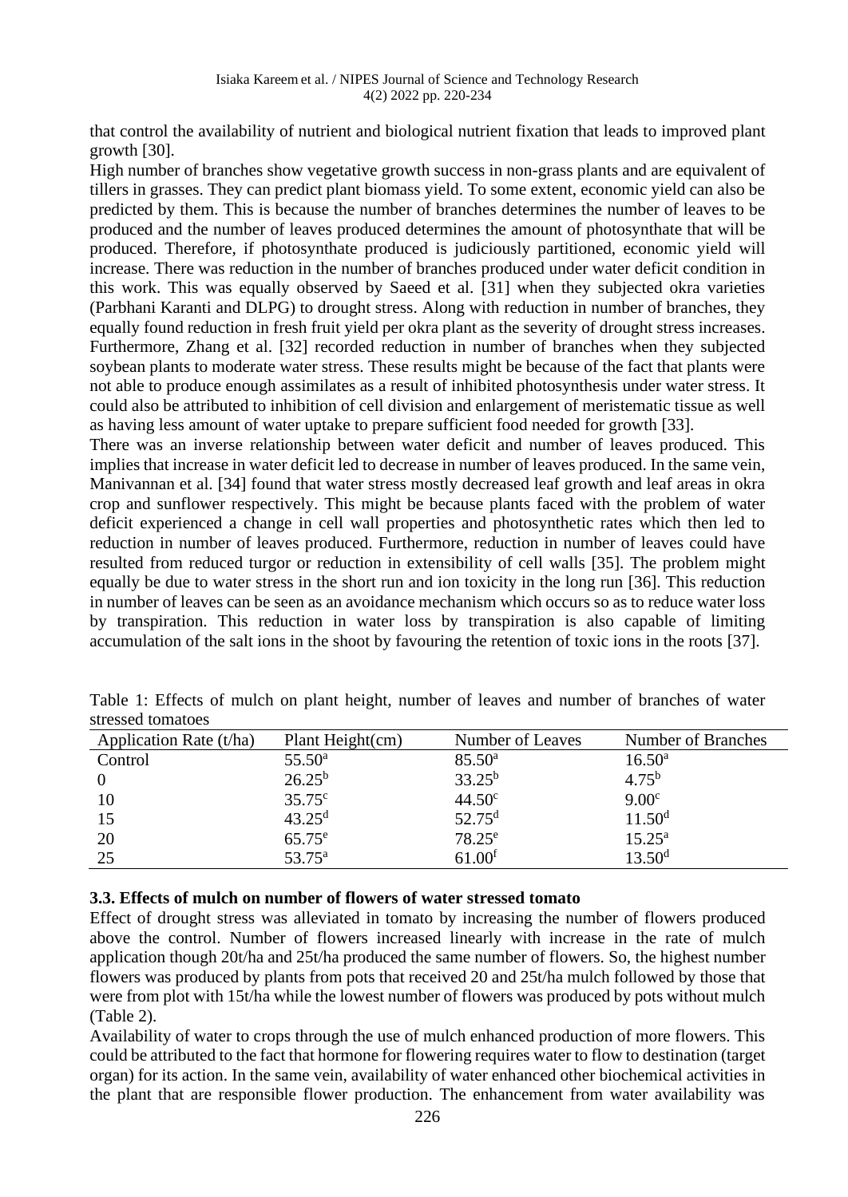that control the availability of nutrient and biological nutrient fixation that leads to improved plant growth [30].

High number of branches show vegetative growth success in non-grass plants and are equivalent of tillers in grasses. They can predict plant biomass yield. To some extent, economic yield can also be predicted by them. This is because the number of branches determines the number of leaves to be produced and the number of leaves produced determines the amount of photosynthate that will be produced. Therefore, if photosynthate produced is judiciously partitioned, economic yield will increase. There was reduction in the number of branches produced under water deficit condition in this work. This was equally observed by Saeed et al. [31] when they subjected okra varieties (Parbhani Karanti and DLPG) to drought stress. Along with reduction in number of branches, they equally found reduction in fresh fruit yield per okra plant as the severity of drought stress increases. Furthermore, Zhang et al. [32] recorded reduction in number of branches when they subjected soybean plants to moderate water stress. These results might be because of the fact that plants were not able to produce enough assimilates as a result of inhibited photosynthesis under water stress. It could also be attributed to inhibition of cell division and enlargement of meristematic tissue as well as having less amount of water uptake to prepare sufficient food needed for growth [33].

There was an inverse relationship between water deficit and number of leaves produced. This implies that increase in water deficit led to decrease in number of leaves produced. In the same vein, Manivannan et al. [34] found that water stress mostly decreased leaf growth and leaf areas in okra crop and sunflower respectively. This might be because plants faced with the problem of water deficit experienced a change in cell wall properties and photosynthetic rates which then led to reduction in number of leaves produced. Furthermore, reduction in number of leaves could have resulted from reduced turgor or reduction in extensibility of cell walls [35]. The problem might equally be due to water stress in the short run and ion toxicity in the long run [36]. This reduction in number of leaves can be seen as an avoidance mechanism which occurs so as to reduce water loss by transpiration. This reduction in water loss by transpiration is also capable of limiting accumulation of the salt ions in the shoot by favouring the retention of toxic ions in the roots [37].

Table 1: Effects of mulch on plant height, number of leaves and number of branches of water stressed tomatoes

| Application Rate (t/ha) | Plant Height(cm) | Number of Leaves | Number of Branches |
|---|---|---|---|
| Control | $55.50^{a}$ | $85.50^{a}$ | $16.50^{a}$ |
| 0 | $26.25^{b}$ | $33.25^{b}$ | $4.75^{b}$ |
| 10 | $35.75^{c}$ | $44.50^{c}$ | $9.00^{c}$ |
| 15 | $43.25^{d}$ | $52.75^{d}$ | $11.50^{d}$ |
| 20 | $65.75^{e}$ | $78.25^{e}$ | $15.25^{a}$ |
| 25 | $53.75^{a}$ | $61.00^{f}$ | $13.50^{d}$ |

### 3.3. Effects of mulch on number of flowers of water stressed tomato

Effect of drought stress was alleviated in tomato by increasing the number of flowers produced above the control. Number of flowers increased linearly with increase in the rate of mulch application though 20t/ha and 25t/ha produced the same number of flowers. So, the highest number flowers was produced by plants from pots that received 20 and 25t/ha mulch followed by those that were from plot with 15t/ha while the lowest number of flowers was produced by pots without mulch (Table 2).

Availability of water to crops through the use of mulch enhanced production of more flowers. This could be attributed to the fact that hormone for flowering requires water to flow to destination (target organ) for its action. In the same vein, availability of water enhanced other biochemical activities in the plant that are responsible flower production. The enhancement from water availability was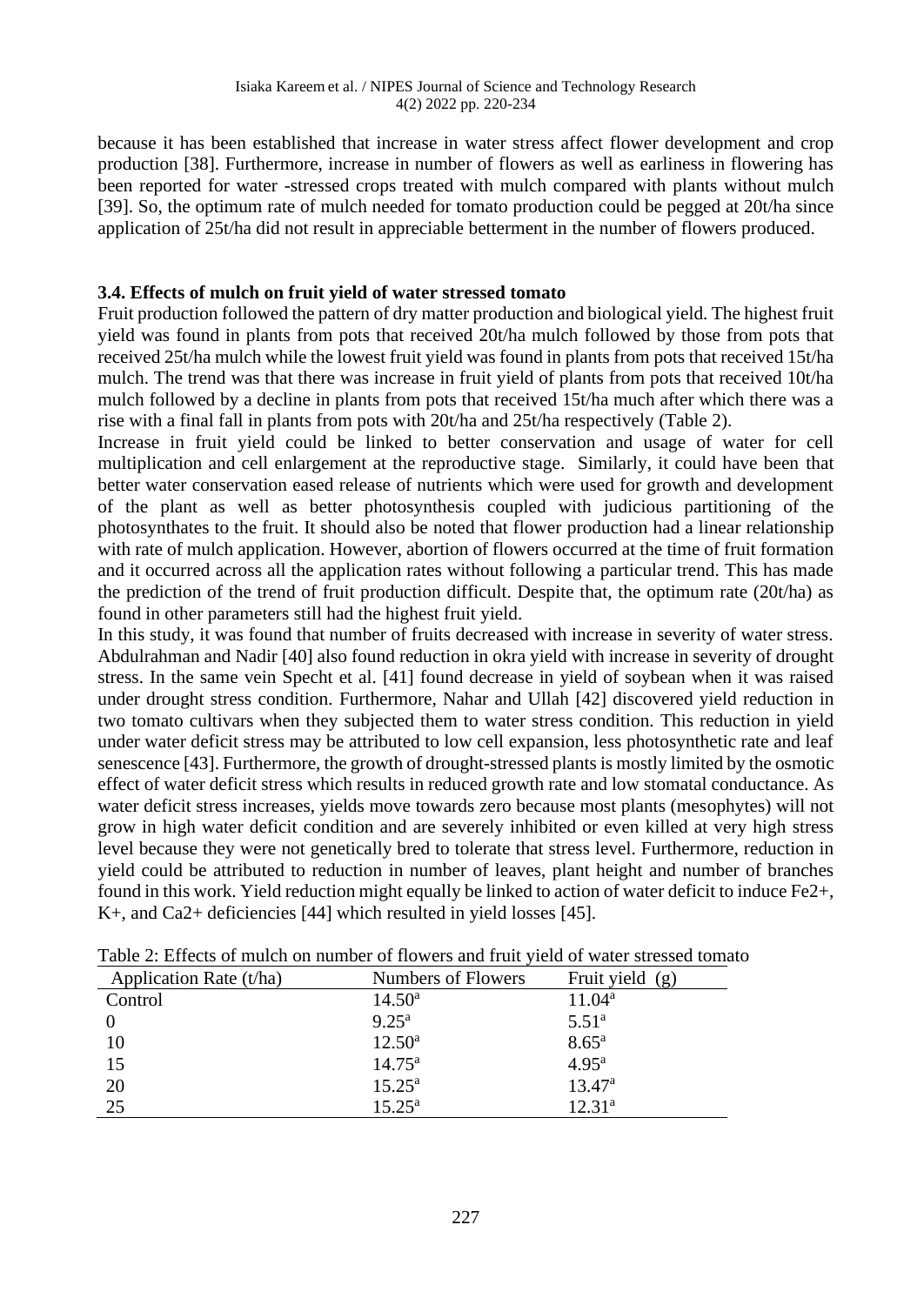because it has been established that increase in water stress affect flower development and crop production [38]. Furthermore, increase in number of flowers as well as earliness in flowering has been reported for water -stressed crops treated with mulch compared with plants without mulch [39]. So, the optimum rate of mulch needed for tomato production could be pegged at 20t/ha since application of 25t/ha did not result in appreciable betterment in the number of flowers produced.

### 3.4. Effects of mulch on fruit yield of water stressed tomato

Fruit production followed the pattern of dry matter production and biological yield. The highest fruit yield was found in plants from pots that received 20t/ha mulch followed by those from pots that received 25t/ha mulch while the lowest fruit yield was found in plants from pots that received 15t/ha mulch. The trend was that there was increase in fruit yield of plants from pots that received 10t/ha mulch followed by a decline in plants from pots that received 15t/ha much after which there was a rise with a final fall in plants from pots with 20t/ha and 25t/ha respectively (Table 2).

Increase in fruit yield could be linked to better conservation and usage of water for cell multiplication and cell enlargement at the reproductive stage. Similarly, it could have been that better water conservation eased release of nutrients which were used for growth and development of the plant as well as better photosynthesis coupled with judicious partitioning of the photosynthates to the fruit. It should also be noted that flower production had a linear relationship with rate of mulch application. However, abortion of flowers occurred at the time of fruit formation and it occurred across all the application rates without following a particular trend. This has made the prediction of the trend of fruit production difficult. Despite that, the optimum rate (20t/ha) as found in other parameters still had the highest fruit yield.

In this study, it was found that number of fruits decreased with increase in severity of water stress. Abdulrahman and Nadir [40] also found reduction in okra yield with increase in severity of drought stress. In the same vein Specht et al. [41] found decrease in yield of soybean when it was raised under drought stress condition. Furthermore, Nahar and Ullah [42] discovered yield reduction in two tomato cultivars when they subjected them to water stress condition. This reduction in yield under water deficit stress may be attributed to low cell expansion, less photosynthetic rate and leaf senescence [43]. Furthermore, the growth of drought-stressed plants is mostly limited by the osmotic effect of water deficit stress which results in reduced growth rate and low stomatal conductance. As water deficit stress increases, yields move towards zero because most plants (mesophytes) will not grow in high water deficit condition and are severely inhibited or even killed at very high stress level because they were not genetically bred to tolerate that stress level. Furthermore, reduction in yield could be attributed to reduction in number of leaves, plant height and number of branches found in this work. Yield reduction might equally be linked to action of water deficit to induce $Fe^{2+}$, $K^{+}$, and $Ca^{2+}$ deficiencies [44] which resulted in yield losses [45].

Table 2: Effects of mulch on number of flowers and fruit yield of water stressed tomato

| Application Rate (t/ha) | Numbers of Flowers | Fruit yield (g) |
|---|---|---|
| Control | $14.50^{a}$ | $11.04^{a}$ |
| 0 | $9.25^{a}$ | $5.51^{a}$ |
| 10 | $12.50^{a}$ | $8.65^{a}$ |
| 15 | $14.75^{a}$ | $4.95^{a}$ |
| 20 | $15.25^{a}$ | $13.47^{a}$ |
| 25 | $15.25^{a}$ | $12.31^{a}$ |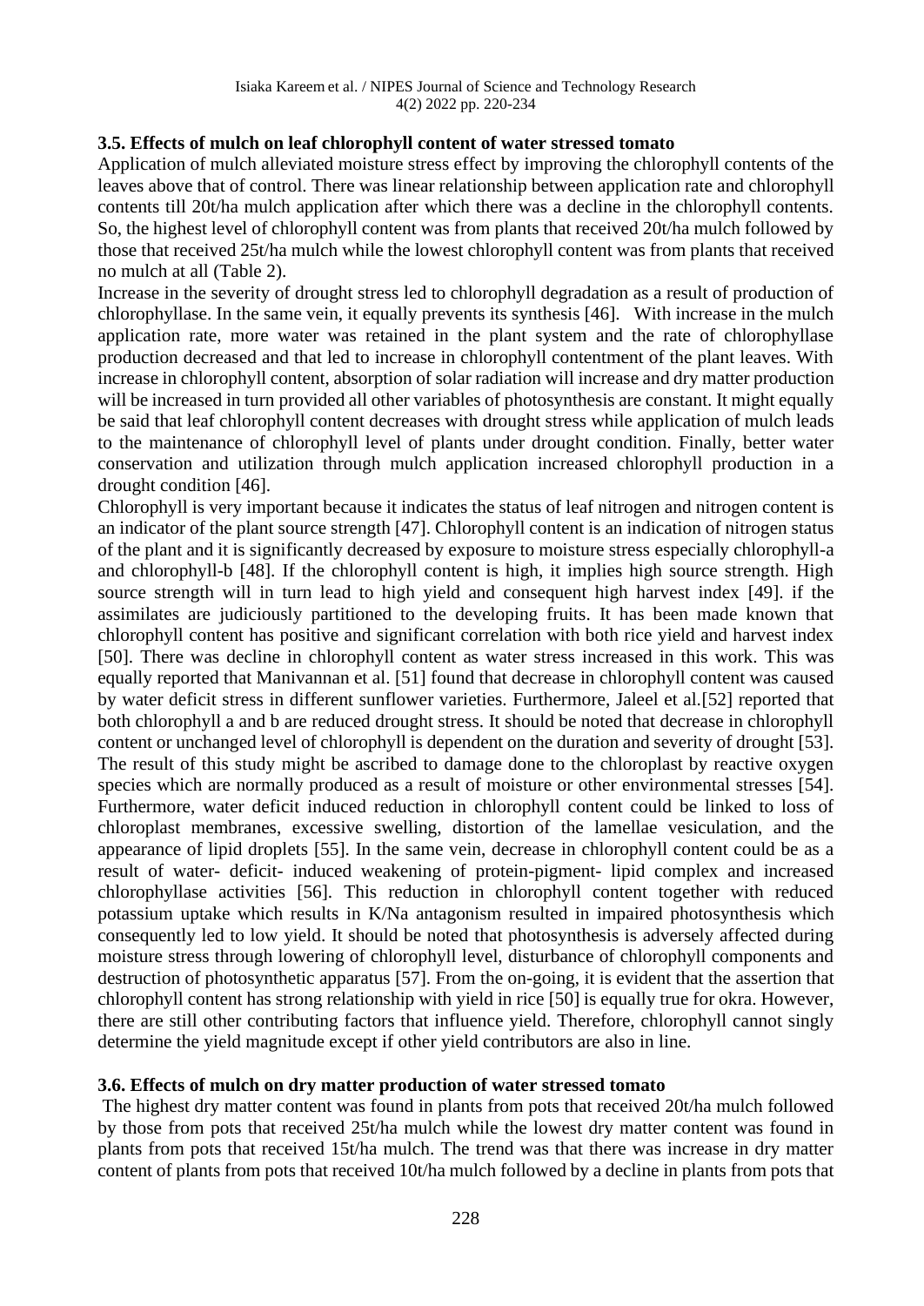### 3.5. Effects of mulch on leaf chlorophyll content of water stressed tomato

Application of mulch alleviated moisture stress effect by improving the chlorophyll contents of the leaves above that of control. There was linear relationship between application rate and chlorophyll contents till 20t/ha mulch application after which there was a decline in the chlorophyll contents. So, the highest level of chlorophyll content was from plants that received 20t/ha mulch followed by those that received 25t/ha mulch while the lowest chlorophyll content was from plants that received no mulch at all (Table 2).

Increase in the severity of drought stress led to chlorophyll degradation as a result of production of chlorophyllase. In the same vein, it equally prevents its synthesis [46]. With increase in the mulch application rate, more water was retained in the plant system and the rate of chlorophyllase production decreased and that led to increase in chlorophyll contentment of the plant leaves. With increase in chlorophyll content, absorption of solar radiation will increase and dry matter production will be increased in turn provided all other variables of photosynthesis are constant. It might equally be said that leaf chlorophyll content decreases with drought stress while application of mulch leads to the maintenance of chlorophyll level of plants under drought condition. Finally, better water conservation and utilization through mulch application increased chlorophyll production in a drought condition [46].

Chlorophyll is very important because it indicates the status of leaf nitrogen and nitrogen content is an indicator of the plant source strength [47]. Chlorophyll content is an indication of nitrogen status of the plant and it is significantly decreased by exposure to moisture stress especially chlorophyll-a and chlorophyll-b [48]. If the chlorophyll content is high, it implies high source strength. High source strength will in turn lead to high yield and consequent high harvest index [49]. if the assimilates are judiciously partitioned to the developing fruits. It has been made known that chlorophyll content has positive and significant correlation with both rice yield and harvest index [50]. There was decline in chlorophyll content as water stress increased in this work. This was equally reported that Manivannan et al. [51] found that decrease in chlorophyll content was caused by water deficit stress in different sunflower varieties. Furthermore, Jaleel et al.[52] reported that both chlorophyll a and b are reduced drought stress. It should be noted that decrease in chlorophyll content or unchanged level of chlorophyll is dependent on the duration and severity of drought [53]. The result of this study might be ascribed to damage done to the chloroplast by reactive oxygen species which are normally produced as a result of moisture or other environmental stresses [54]. Furthermore, water deficit induced reduction in chlorophyll content could be linked to loss of chloroplast membranes, excessive swelling, distortion of the lamellae vesiculation, and the appearance of lipid droplets [55]. In the same vein, decrease in chlorophyll content could be as a result of water- deficit- induced weakening of protein-pigment- lipid complex and increased chlorophyllase activities [56]. This reduction in chlorophyll content together with reduced potassium uptake which results in K/Na antagonism resulted in impaired photosynthesis which consequently led to low yield. It should be noted that photosynthesis is adversely affected during moisture stress through lowering of chlorophyll level, disturbance of chlorophyll components and destruction of photosynthetic apparatus [57]. From the on-going, it is evident that the assertion that chlorophyll content has strong relationship with yield in rice [50] is equally true for okra. However, there are still other contributing factors that influence yield. Therefore, chlorophyll cannot singly determine the yield magnitude except if other yield contributors are also in line.

### 3.6. Effects of mulch on dry matter production of water stressed tomato

The highest dry matter content was found in plants from pots that received 20t/ha mulch followed by those from pots that received 25t/ha mulch while the lowest dry matter content was found in plants from pots that received 15t/ha mulch. The trend was that there was increase in dry matter content of plants from pots that received 10t/ha mulch followed by a decline in plants from pots that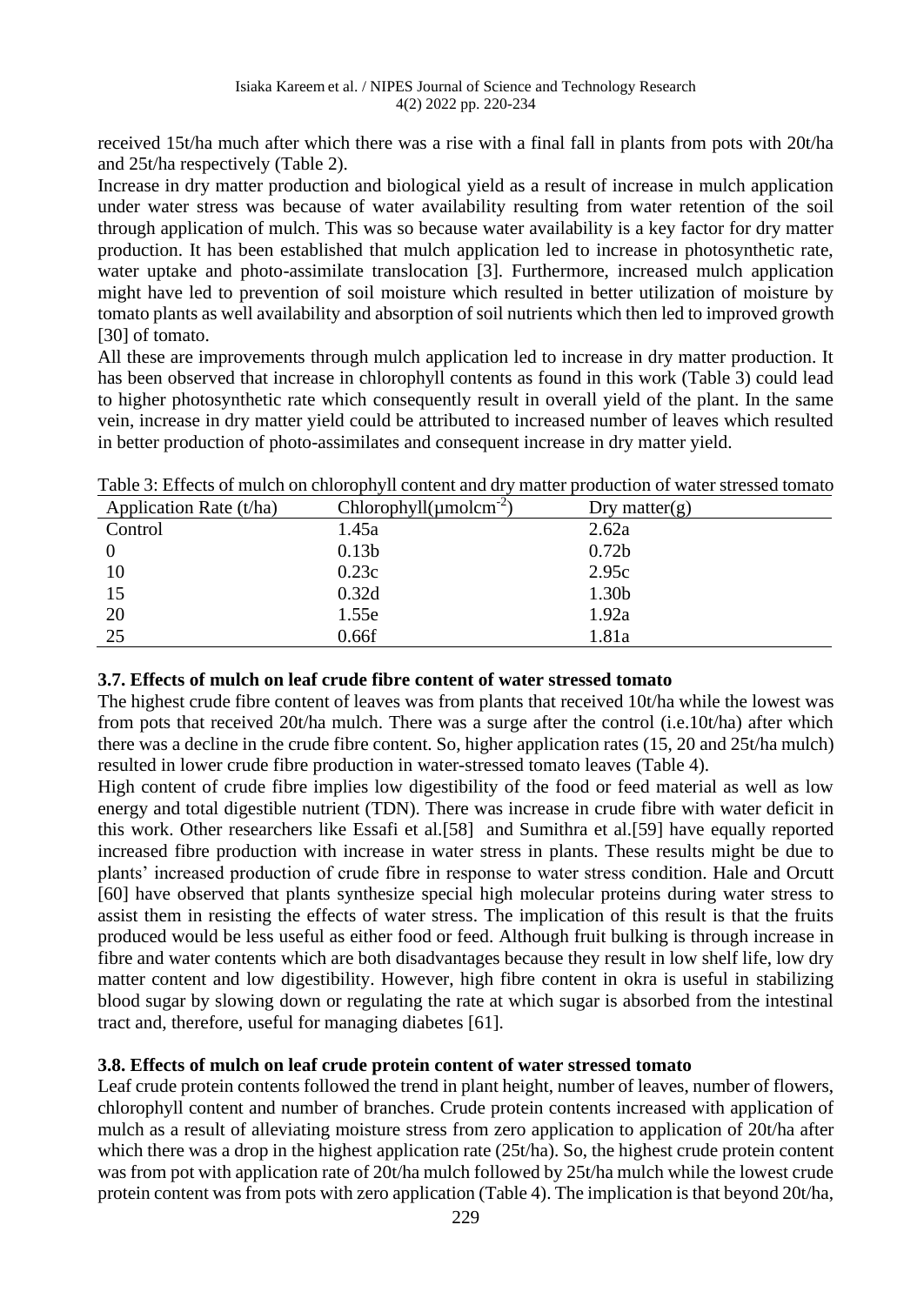received 15t/ha much after which there was a rise with a final fall in plants from pots with 20t/ha and 25t/ha respectively (Table 2).

Increase in dry matter production and biological yield as a result of increase in mulch application under water stress was because of water availability resulting from water retention of the soil through application of mulch. This was so because water availability is a key factor for dry matter production. It has been established that mulch application led to increase in photosynthetic rate, water uptake and photo-assimilate translocation [3]. Furthermore, increased mulch application might have led to prevention of soil moisture which resulted in better utilization of moisture by tomato plants as well availability and absorption of soil nutrients which then led to improved growth [30] of tomato.

All these are improvements through mulch application led to increase in dry matter production. It has been observed that increase in chlorophyll contents as found in this work (Table 3) could lead to higher photosynthetic rate which consequently result in overall yield of the plant. In the same vein, increase in dry matter yield could be attributed to increased number of leaves which resulted in better production of photo-assimilates and consequent increase in dry matter yield.

Table 3: Effects of mulch on chlorophyll content and dry matter production of water stressed tomato

| Application Rate (t/ha) | Chlorophyll(µmolcm$^{-2}$) | Dry matter(g) |
|---|---|---|
| Control | 1.45a | 2.62a |
| 0 | 0.13b | 0.72b |
| 10 | 0.23c | 2.95c |
| 15 | 0.32d | 1.30b |
| 20 | 1.55e | 1.92a |
| 25 | 0.66f | 1.81a |

### 3.7. Effects of mulch on leaf crude fibre content of water stressed tomato

The highest crude fibre content of leaves was from plants that received 10t/ha while the lowest was from pots that received 20t/ha mulch. There was a surge after the control (i.e.10t/ha) after which there was a decline in the crude fibre content. So, higher application rates (15, 20 and 25t/ha mulch) resulted in lower crude fibre production in water-stressed tomato leaves (Table 4).

High content of crude fibre implies low digestibility of the food or feed material as well as low energy and total digestible nutrient (TDN). There was increase in crude fibre with water deficit in this work. Other researchers like Essafi et al.[58] and Sumithra et al.[59] have equally reported increased fibre production with increase in water stress in plants. These results might be due to plants' increased production of crude fibre in response to water stress condition. Hale and Orcutt [60] have observed that plants synthesize special high molecular proteins during water stress to assist them in resisting the effects of water stress. The implication of this result is that the fruits produced would be less useful as either food or feed. Although fruit bulking is through increase in fibre and water contents which are both disadvantages because they result in low shelf life, low dry matter content and low digestibility. However, high fibre content in okra is useful in stabilizing blood sugar by slowing down or regulating the rate at which sugar is absorbed from the intestinal tract and, therefore, useful for managing diabetes [61].

### 3.8. Effects of mulch on leaf crude protein content of water stressed tomato

Leaf crude protein contents followed the trend in plant height, number of leaves, number of flowers, chlorophyll content and number of branches. Crude protein contents increased with application of mulch as a result of alleviating moisture stress from zero application to application of 20t/ha after which there was a drop in the highest application rate (25t/ha). So, the highest crude protein content was from pot with application rate of 20t/ha mulch followed by 25t/ha mulch while the lowest crude protein content was from pots with zero application (Table 4). The implication is that beyond 20t/ha,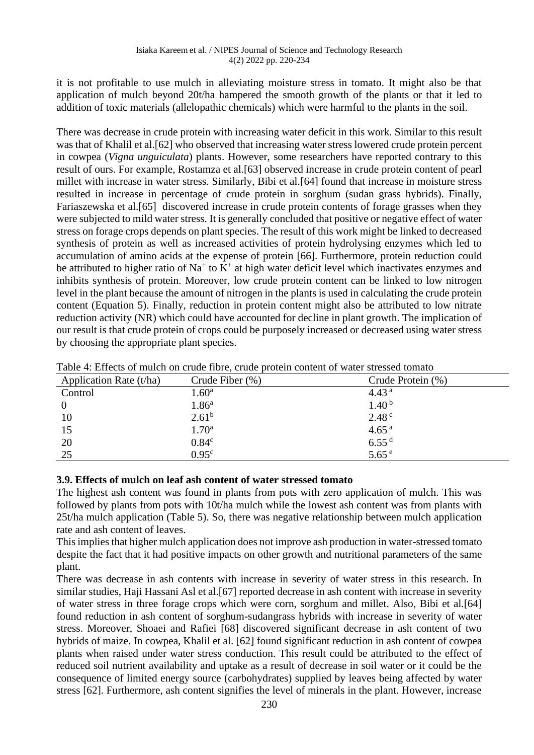it is not profitable to use mulch in alleviating moisture stress in tomato. It might also be that application of mulch beyond 20t/ha hampered the smooth growth of the plants or that it led to addition of toxic materials (allelopathic chemicals) which were harmful to the plants in the soil.

There was decrease in crude protein with increasing water deficit in this work. Similar to this result was that of Khalil et al.[62] who observed that increasing water stress lowered crude protein percent in cowpea (*Vigna unguiculata*) plants. However, some researchers have reported contrary to this result of ours. For example, Rostamza et al.[63] observed increase in crude protein content of pearl millet with increase in water stress. Similarly, Bibi et al.[64] found that increase in moisture stress resulted in increase in percentage of crude protein in sorghum (sudan grass hybrids). Finally, Fariaszewska et al.[65] discovered increase in crude protein contents of forage grasses when they were subjected to mild water stress. It is generally concluded that positive or negative effect of water stress on forage crops depends on plant species. The result of this work might be linked to decreased synthesis of protein as well as increased activities of protein hydrolysing enzymes which led to accumulation of amino acids at the expense of protein [66]. Furthermore, protein reduction could be attributed to higher ratio of $Na^+$ to $K^+$ at high water deficit level which inactivates enzymes and inhibits synthesis of protein. Moreover, low crude protein content can be linked to low nitrogen level in the plant because the amount of nitrogen in the plants is used in calculating the crude protein content (Equation 5). Finally, reduction in protein content might also be attributed to low nitrate reduction activity (NR) which could have accounted for decline in plant growth. The implication of our result is that crude protein of crops could be purposely increased or decreased using water stress by choosing the appropriate plant species.

Table 4: Effects of mulch on crude fibre, crude protein content of water stressed tomato

| Application Rate (t/ha) | Crude Fiber (%) | Crude Protein (%) |
|---|---|---|
| Control | 1.60[a] | 4.43[a] |
| 0 | 1.86[a] | 1.40[b] |
| 10 | 2.61[b] | 2.48[c] |
| 15 | 1.70[a] | 4.65[a] |
| 20 | 0.84[c] | 6.55[d] |
| 25 | 0.95[c] | 5.65[e] |

### 3.9. Effects of mulch on leaf ash content of water stressed tomato

The highest ash content was found in plants from pots with zero application of mulch. This was followed by plants from pots with 10t/ha mulch while the lowest ash content was from plants with 25t/ha mulch application (Table 5). So, there was negative relationship between mulch application rate and ash content of leaves.

This implies that higher mulch application does not improve ash production in water-stressed tomato despite the fact that it had positive impacts on other growth and nutritional parameters of the same plant.

There was decrease in ash contents with increase in severity of water stress in this research. In similar studies, Haji Hassani Asl et al.[67] reported decrease in ash content with increase in severity of water stress in three forage crops which were corn, sorghum and millet. Also, Bibi et al.[64] found reduction in ash content of sorghum-sudangrass hybrids with increase in severity of water stress. Moreover, Shoaei and Rafiei [68] discovered significant decrease in ash content of two hybrids of maize. In cowpea, Khalil et al. [62] found significant reduction in ash content of cowpea plants when raised under water stress conduction. This result could be attributed to the effect of reduced soil nutrient availability and uptake as a result of decrease in soil water or it could be the consequence of limited energy source (carbohydrates) supplied by leaves being affected by water stress [62]. Furthermore, ash content signifies the level of minerals in the plant. However, increase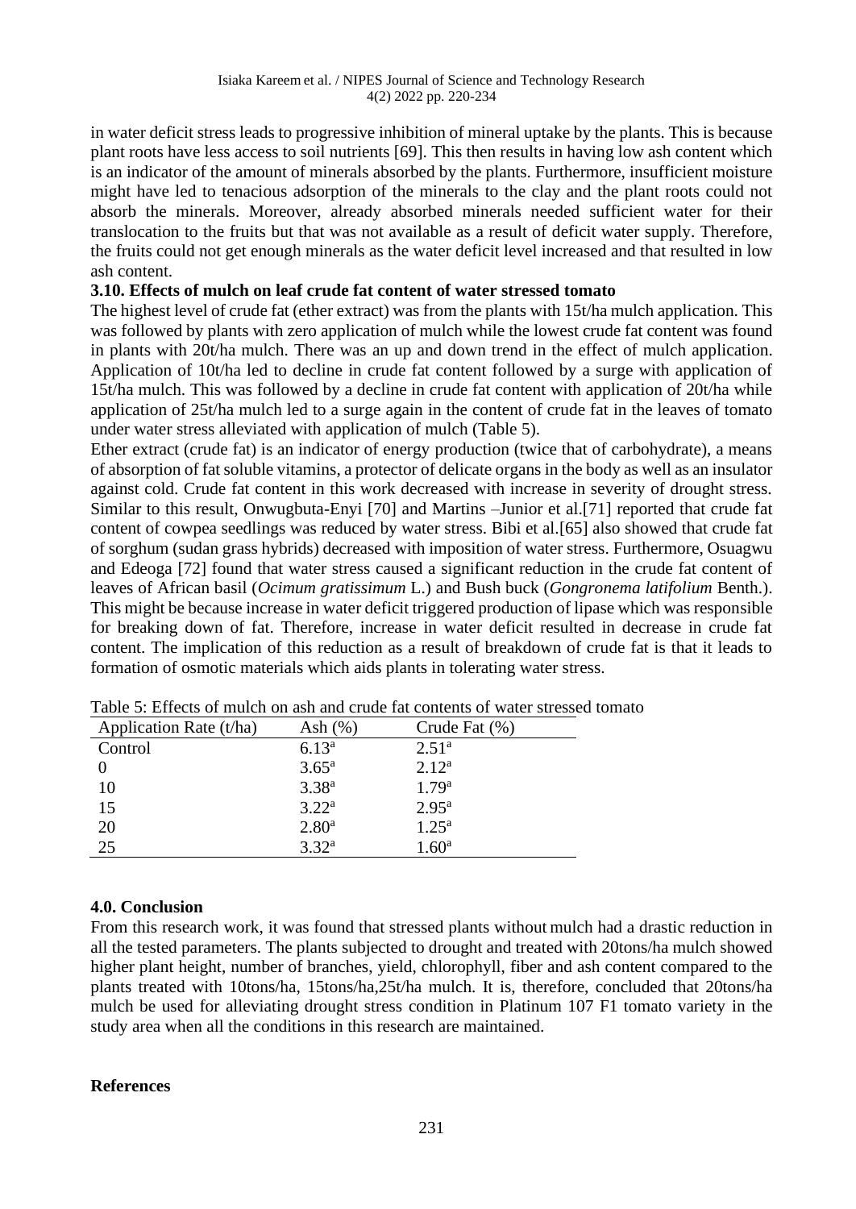in water deficit stress leads to progressive inhibition of mineral uptake by the plants. This is because plant roots have less access to soil nutrients [69]. This then results in having low ash content which is an indicator of the amount of minerals absorbed by the plants. Furthermore, insufficient moisture might have led to tenacious adsorption of the minerals to the clay and the plant roots could not absorb the minerals. Moreover, already absorbed minerals needed sufficient water for their translocation to the fruits but that was not available as a result of deficit water supply. Therefore, the fruits could not get enough minerals as the water deficit level increased and that resulted in low ash content.

### 3.10. Effects of mulch on leaf crude fat content of water stressed tomato

The highest level of crude fat (ether extract) was from the plants with 15t/ha mulch application. This was followed by plants with zero application of mulch while the lowest crude fat content was found in plants with 20t/ha mulch. There was an up and down trend in the effect of mulch application. Application of 10t/ha led to decline in crude fat content followed by a surge with application of 15t/ha mulch. This was followed by a decline in crude fat content with application of 20t/ha while application of 25t/ha mulch led to a surge again in the content of crude fat in the leaves of tomato under water stress alleviated with application of mulch (Table 5).

Ether extract (crude fat) is an indicator of energy production (twice that of carbohydrate), a means of absorption of fat soluble vitamins, a protector of delicate organs in the body as well as an insulator against cold. Crude fat content in this work decreased with increase in severity of drought stress. Similar to this result, Onwugbuta-Enyi [70] and Martins –Junior et al.[71] reported that crude fat content of cowpea seedlings was reduced by water stress. Bibi et al.[65] also showed that crude fat of sorghum (sudan grass hybrids) decreased with imposition of water stress. Furthermore, Osuagwu and Edeoga [72] found that water stress caused a significant reduction in the crude fat content of leaves of African basil (*Ocimum gratissimum* L.) and Bush buck (*Gongronema latifolium* Benth.). This might be because increase in water deficit triggered production of lipase which was responsible for breaking down of fat. Therefore, increase in water deficit resulted in decrease in crude fat content. The implication of this reduction as a result of breakdown of crude fat is that it leads to formation of osmotic materials which aids plants in tolerating water stress.

Table 5: Effects of mulch on ash and crude fat contents of water stressed tomato

| Application Rate (t/ha) | Ash (%) | Crude Fat (%) |
|---|---|---|
| Control | 6.13[a] | 2.51[a] |
| 0 | 3.65[a] | 2.12[a] |
| 10 | 3.38[a] | 1.79[a] |
| 15 | 3.22[a] | 2.95[a] |
| 20 | 2.80[a] | 1.25[a] |
| 25 | 3.32[a] | 1.60[a] |

## 4.0. Conclusion

From this research work, it was found that stressed plants without mulch had a drastic reduction in all the tested parameters. The plants subjected to drought and treated with 20tons/ha mulch showed higher plant height, number of branches, yield, chlorophyll, fiber and ash content compared to the plants treated with 10tons/ha, 15tons/ha,25t/ha mulch. It is, therefore, concluded that 20tons/ha mulch be used for alleviating drought stress condition in Platinum 107 F1 tomato variety in the study area when all the conditions in this research are maintained.

## References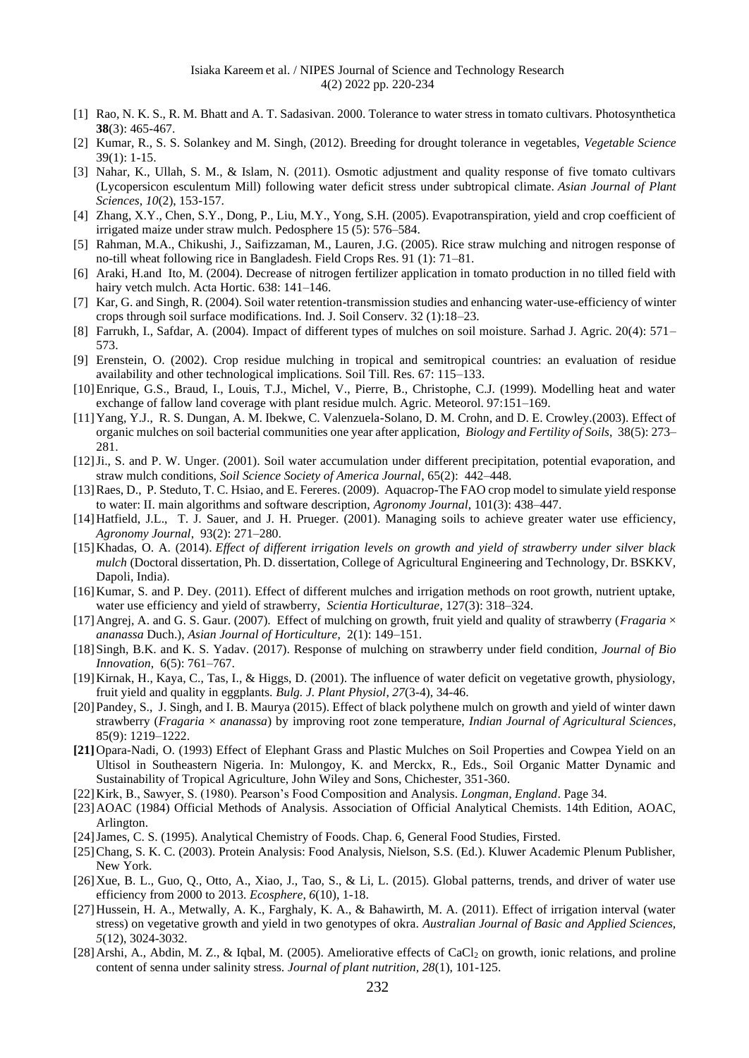[1] Rao, N. K. S., R. M. Bhatt and A. T. Sadasivan. 2000. Tolerance to water stress in tomato cultivars. Photosynthetica **38**(3): 465-467.

[2] Kumar, R., S. S. Solankey and M. Singh, (2012). Breeding for drought tolerance in vegetables, *Vegetable Science* 39(1): 1-15.

[3] Nahar, K., Ullah, S. M., & Islam, N. (2011). Osmotic adjustment and quality response of five tomato cultivars (Lycopersicon esculentum Mill) following water deficit stress under subtropical climate. *Asian Journal of Plant Sciences*, *10*(2), 153-157.

[4] Zhang, X.Y., Chen, S.Y., Dong, P., Liu, M.Y., Yong, S.H. (2005). Evapotranspiration, yield and crop coefficient of irrigated maize under straw mulch. Pedosphere 15 (5): 576–584.

[5] Rahman, M.A., Chikushi, J., Saifizzaman, M., Lauren, J.G. (2005). Rice straw mulching and nitrogen response of no-till wheat following rice in Bangladesh. Field Crops Res. 91 (1): 71–81.

[6] Araki, H.and Ito, M. (2004). Decrease of nitrogen fertilizer application in tomato production in no tilled field with hairy vetch mulch. Acta Hortic. 638: 141–146.

[7] Kar, G. and Singh, R. (2004). Soil water retention-transmission studies and enhancing water-use-efficiency of winter crops through soil surface modifications. Ind. J. Soil Conserv. 32 (1):18–23.

[8] Farrukh, I., Safdar, A. (2004). Impact of different types of mulches on soil moisture. Sarhad J. Agric. 20(4): 571–573.

[9] Erenstein, O. (2002). Crop residue mulching in tropical and semitropical countries: an evaluation of residue availability and other technological implications. Soil Till. Res. 67: 115–133.

[10] Enrique, G.S., Braud, I., Louis, T.J., Michel, V., Pierre, B., Christophe, C.J. (1999). Modelling heat and water exchange of fallow land coverage with plant residue mulch. Agric. Meteorol. 97:151–169.

[11] Yang, Y.J., R. S. Dungan, A. M. Ibekwe, C. Valenzuela-Solano, D. M. Crohn, and D. E. Crowley.(2003). Effect of organic mulches on soil bacterial communities one year after application, *Biology and Fertility of Soils*, 38(5): 273–281.

[12] Ji., S. and P. W. Unger. (2001). Soil water accumulation under different precipitation, potential evaporation, and straw mulch conditions, *Soil Science Society of America Journal*, 65(2): 442–448.

[13] Raes, D., P. Steduto, T. C. Hsiao, and E. Fereres. (2009). Aquacrop-The FAO crop model to simulate yield response to water: II. main algorithms and software description, *Agronomy Journal*, 101(3): 438–447.

[14] Hatfield, J.L., T. J. Sauer, and J. H. Prueger. (2001). Managing soils to achieve greater water use efficiency, *Agronomy Journal*, 93(2): 271–280.

[15] Khadas, O. A. (2014). *Effect of different irrigation levels on growth and yield of strawberry under silver black mulch* (Doctoral dissertation, Ph. D. dissertation, College of Agricultural Engineering and Technology, Dr. BSKKV, Dapoli, India).

[16] Kumar, S. and P. Dey. (2011). Effect of different mulches and irrigation methods on root growth, nutrient uptake, water use efficiency and yield of strawberry, *Scientia Horticulturae*, 127(3): 318–324.

[17] Angrej, A. and G. S. Gaur. (2007). Effect of mulching on growth, fruit yield and quality of strawberry (*Fragaria × ananassa* Duch.), *Asian Journal of Horticulture*, 2(1): 149–151.

[18] Singh, B.K. and K. S. Yadav. (2017). Response of mulching on strawberry under field condition, *Journal of Bio Innovation*, 6(5): 761–767.

[19] Kirnak, H., Kaya, C., Tas, I., & Higgs, D. (2001). The influence of water deficit on vegetative growth, physiology, fruit yield and quality in eggplants. *Bulg. J. Plant Physiol*, *27*(3-4), 34-46.

[20] Pandey, S., J. Singh, and I. B. Maurya (2015). Effect of black polythene mulch on growth and yield of winter dawn strawberry (*Fragaria × ananassa*) by improving root zone temperature, *Indian Journal of Agricultural Sciences*, 85(9): 1219–1222.

**[21]** Opara-Nadi, O. (1993) Effect of Elephant Grass and Plastic Mulches on Soil Properties and Cowpea Yield on an Ultisol in Southeastern Nigeria. In: Mulongoy, K. and Merckx, R., Eds., Soil Organic Matter Dynamic and Sustainability of Tropical Agriculture, John Wiley and Sons, Chichester, 351-360.

[22] Kirk, B., Sawyer, S. (1980). Pearson's Food Composition and Analysis. *Longman, England*. Page 34.

[23] AOAC (1984) Official Methods of Analysis. Association of Official Analytical Chemists. 14th Edition, AOAC, Arlington.

[24] James, C. S. (1995). Analytical Chemistry of Foods. Chap. 6, General Food Studies, Firsted.

[25] Chang, S. K. C. (2003). Protein Analysis: Food Analysis, Nielson, S.S. (Ed.). Kluwer Academic Plenum Publisher, New York.

[26] Xue, B. L., Guo, Q., Otto, A., Xiao, J., Tao, S., & Li, L. (2015). Global patterns, trends, and driver of water use efficiency from 2000 to 2013. *Ecosphere*, *6*(10), 1-18.

[27] Hussein, H. A., Metwally, A. K., Farghaly, K. A., & Bahawirth, M. A. (2011). Effect of irrigation interval (water stress) on vegetative growth and yield in two genotypes of okra. *Australian Journal of Basic and Applied Sciences*, *5*(12), 3024-3032.

[28] Arshi, A., Abdin, M. Z., & Iqbal, M. (2005). Ameliorative effects of $CaCl_2$ on growth, ionic relations, and proline content of senna under salinity stress. *Journal of plant nutrition*, *28*(1), 101-125.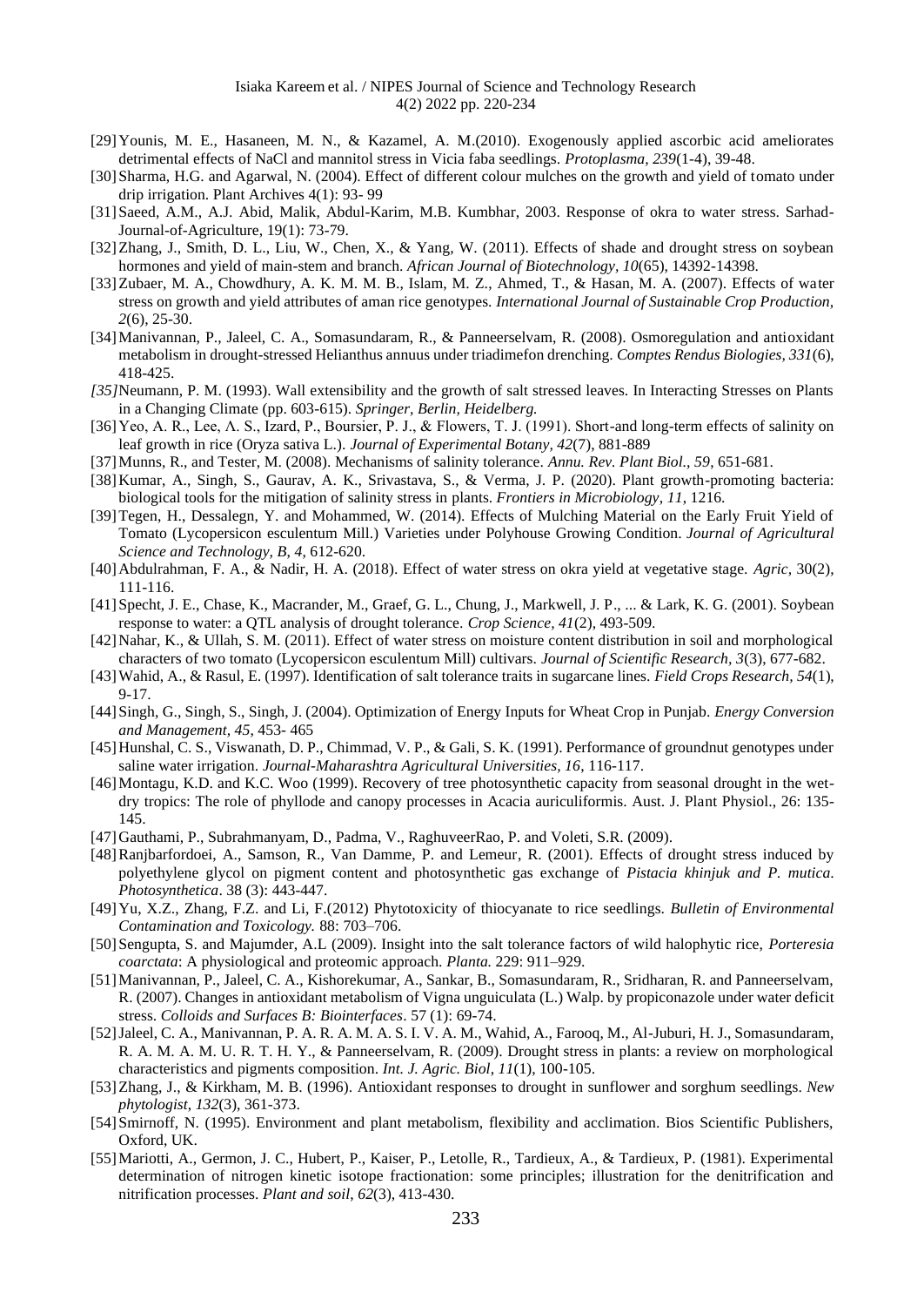[29] Younis, M. E., Hasaneen, M. N., & Kazamel, A. M.(2010). Exogenously applied ascorbic acid ameliorates detrimental effects of NaCl and mannitol stress in Vicia faba seedlings. *Protoplasma, 239*(1-4), 39-48.

[30] Sharma, H.G. and Agarwal, N. (2004). Effect of different colour mulches on the growth and yield of tomato under drip irrigation. Plant Archives 4(1): 93- 99

[31] Saeed, A.M., A.J. Abid, Malik, Abdul-Karim, M.B. Kumbhar, 2003. Response of okra to water stress. Sarhad-Journal-of-Agriculture, 19(1): 73-79.

[32] Zhang, J., Smith, D. L., Liu, W., Chen, X., & Yang, W. (2011). Effects of shade and drought stress on soybean hormones and yield of main-stem and branch. *African Journal of Biotechnology, 10*(65), 14392-14398.

[33] Zubaer, M. A., Chowdhury, A. K. M. M. B., Islam, M. Z., Ahmed, T., & Hasan, M. A. (2007). Effects of water stress on growth and yield attributes of aman rice genotypes. *International Journal of Sustainable Crop Production, 2*(6), 25-30.

[34] Manivannan, P., Jaleel, C. A., Somasundaram, R., & Panneerselvam, R. (2008). Osmoregulation and antioxidant metabolism in drought-stressed Helianthus annuus under triadimefon drenching. *Comptes Rendus Biologies, 331*(6), 418-425.

*[35]* Neumann, P. M. (1993). Wall extensibility and the growth of salt stressed leaves. In Interacting Stresses on Plants in a Changing Climate (pp. 603-615). *Springer, Berlin, Heidelberg.*

[36] Yeo, A. R., Lee, Λ. S., Izard, P., Boursier, P. J., & Flowers, T. J. (1991). Short-and long-term effects of salinity on leaf growth in rice (Oryza sativa L.). *Journal of Experimental Botany, 42*(7), 881-889

[37] Munns, R., and Tester, M. (2008). Mechanisms of salinity tolerance. *Annu. Rev. Plant Biol., 59*, 651-681.

[38] Kumar, A., Singh, S., Gaurav, A. K., Srivastava, S., & Verma, J. P. (2020). Plant growth-promoting bacteria: biological tools for the mitigation of salinity stress in plants. *Frontiers in Microbiology, 11*, 1216.

[39] Tegen, H., Dessalegn, Y. and Mohammed, W. (2014). Effects of Mulching Material on the Early Fruit Yield of Tomato (Lycopersicon esculentum Mill.) Varieties under Polyhouse Growing Condition. *Journal of Agricultural Science and Technology, B, 4*, 612-620.

[40] Abdulrahman, F. A., & Nadir, H. A. (2018). Effect of water stress on okra yield at vegetative stage. *Agric,* 30(2), 111-116.

[41] Specht, J. E., Chase, K., Macrander, M., Graef, G. L., Chung, J., Markwell, J. P., ... & Lark, K. G. (2001). Soybean response to water: a QTL analysis of drought tolerance. *Crop Science, 41*(2), 493-509.

[42] Nahar, K., & Ullah, S. M. (2011). Effect of water stress on moisture content distribution in soil and morphological characters of two tomato (Lycopersicon esculentum Mill) cultivars. *Journal of Scientific Research, 3*(3), 677-682.

[43] Wahid, A., & Rasul, E. (1997). Identification of salt tolerance traits in sugarcane lines. *Field Crops Research, 54*(1), 9-17.

[44] Singh, G., Singh, S., Singh, J. (2004). Optimization of Energy Inputs for Wheat Crop in Punjab. *Energy Conversion and Management, 45*, 453- 465

[45] Hunshal, C. S., Viswanath, D. P., Chimmad, V. P., & Gali, S. K. (1991). Performance of groundnut genotypes under saline water irrigation. *Journal-Maharashtra Agricultural Universities, 16*, 116-117.

[46] Montagu, K.D. and K.C. Woo (1999). Recovery of tree photosynthetic capacity from seasonal drought in the wet-dry tropics: The role of phyllode and canopy processes in Acacia auriculiformis. Aust. J. Plant Physiol., 26: 135-145.

[47] Gauthami, P., Subrahmanyam, D., Padma, V., RaghuveerRao, P. and Voleti, S.R. (2009).

[48] Ranjbarfordoei, A., Samson, R., Van Damme, P. and Lemeur, R. (2001). Effects of drought stress induced by polyethylene glycol on pigment content and photosynthetic gas exchange of *Pistacia khinjuk and P. mutica*. *Photosynthetica*. 38 (3): 443-447.

[49] Yu, X.Z., Zhang, F.Z. and Li, F.(2012) Phytotoxicity of thiocyanate to rice seedlings. *Bulletin of Environmental Contamination and Toxicology.* 88: 703–706.

[50] Sengupta, S. and Majumder, A.L (2009). Insight into the salt tolerance factors of wild halophytic rice, *Porteresia coarctata*: A physiological and proteomic approach. *Planta.* 229: 911–929.

[51] Manivannan, P., Jaleel, C. A., Kishorekumar, A., Sankar, B., Somasundaram, R., Sridharan, R. and Panneerselvam, R. (2007). Changes in antioxidant metabolism of Vigna unguiculata (L.) Walp. by propiconazole under water deficit stress. *Colloids and Surfaces B: Biointerfaces*. 57 (1): 69-74.

[52] Jaleel, C. A., Manivannan, P. A. R. A. M. A. S. I. V. A. M., Wahid, A., Farooq, M., Al-Juburi, H. J., Somasundaram, R. A. M. A. M. U. R. T. H. Y., & Panneerselvam, R. (2009). Drought stress in plants: a review on morphological characteristics and pigments composition. *Int. J. Agric. Biol, 11*(1), 100-105.

[53] Zhang, J., & Kirkham, M. B. (1996). Antioxidant responses to drought in sunflower and sorghum seedlings. *New phytologist, 132*(3), 361-373.

[54] Smirnoff, N. (1995). Environment and plant metabolism, flexibility and acclimation. Bios Scientific Publishers, Oxford, UK.

[55] Mariotti, A., Germon, J. C., Hubert, P., Kaiser, P., Letolle, R., Tardieux, A., & Tardieux, P. (1981). Experimental determination of nitrogen kinetic isotope fractionation: some principles; illustration for the denitrification and nitrification processes. *Plant and soil, 62*(3), 413-430.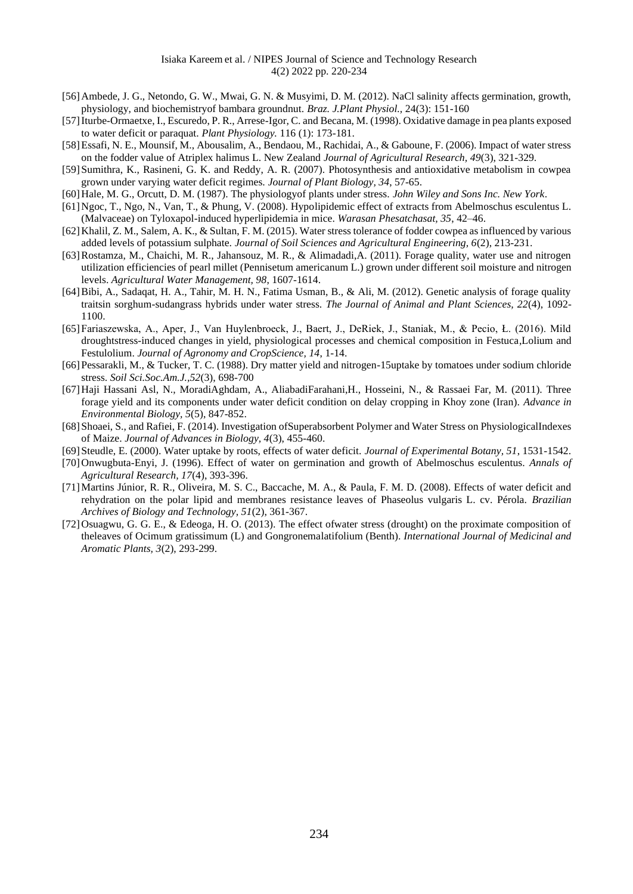[56] Ambede, J. G., Netondo, G. W., Mwai, G. N. & Musyimi, D. M. (2012). NaCl salinity affects germination, growth, physiology, and biochemistryof bambara groundnut. *Braz. J.Plant Physiol.,* 24(3): 151-160

[57] Iturbe-Ormaetxe, I., Escuredo, P. R., Arrese-Igor, C. and Becana, M. (1998). Oxidative damage in pea plants exposed to water deficit or paraquat. *Plant Physiology.* 116 (1): 173-181.

[58] Essafi, N. E., Mounsif, M., Abousalim, A., Bendaou, M., Rachidai, A., & Gaboune, F. (2006). Impact of water stress on the fodder value of Atriplex halimus L. New Zealand *Journal of Agricultural Research, 49*(3), 321-329.

[59] Sumithra, K., Rasineni, G. K. and Reddy, A. R. (2007). Photosynthesis and antioxidative metabolism in cowpea grown under varying water deficit regimes. *Journal of Plant Biology, 34*, 57-65.

[60] Hale, M. G., Orcutt, D. M. (1987). The physiologyof plants under stress. *John Wiley and Sons Inc. New York*.

[61] Ngoc, T., Ngo, N., Van, T., & Phung, V. (2008). Hypolipidemic effect of extracts from Abelmoschus esculentus L. (Malvaceae) on Tyloxapol-induced hyperlipidemia in mice. *Warasan Phesatchasat, 35*, 42–46.

[62] Khalil, Z. M., Salem, A. K., & Sultan, F. M. (2015). Water stress tolerance of fodder cowpea as influenced by various added levels of potassium sulphate. *Journal of Soil Sciences and Agricultural Engineering, 6*(2), 213-231.

[63] Rostamza, M., Chaichi, M. R., Jahansouz, M. R., & Alimadadi,A. (2011). Forage quality, water use and nitrogen utilization efficiencies of pearl millet (Pennisetum americanum L.) grown under different soil moisture and nitrogen levels. *Agricultural Water Management, 98*, 1607-1614.

[64] Bibi, A., Sadaqat, H. A., Tahir, M. H. N., Fatima Usman, B., & Ali, M. (2012). Genetic analysis of forage quality traitsin sorghum-sudangrass hybrids under water stress. *The Journal of Animal and Plant Sciences, 22*(4), 1092-1100.

[65] Fariaszewska, A., Aper, J., Van Huylenbroeck, J., Baert, J., DeRiek, J., Staniak, M., & Pecio, Ł. (2016). Mild droughtstress-induced changes in yield, physiological processes and chemical composition in Festuca,Lolium and Festulolium. *Journal of Agronomy and CropScience, 14*, 1-14.

[66] Pessarakli, M., & Tucker, T. C. (1988). Dry matter yield and nitrogen-15uptake by tomatoes under sodium chloride stress. *Soil Sci.Soc.Am.J.,52*(3), 698-700

[67] Haji Hassani Asl, N., MoradiAghdam, A., AliabadiFarahani,H., Hosseini, N., & Rassaei Far, M. (2011). Three forage yield and its components under water deficit condition on delay cropping in Khoy zone (Iran). *Advance in Environmental Biology, 5*(5), 847-852.

[68] Shoaei, S., and Rafiei, F. (2014). Investigation ofSuperabsorbent Polymer and Water Stress on PhysiologicalIndexes of Maize. *Journal of Advances in Biology, 4*(3), 455-460.

[69] Steudle, E. (2000). Water uptake by roots, effects of water deficit. *Journal of Experimental Botany, 51*, 1531-1542.

[70] Onwugbuta-Enyi, J. (1996). Effect of water on germination and growth of Abelmoschus esculentus. *Annals of Agricultural Research, 17*(4), 393-396.

[71] Martins Júnior, R. R., Oliveira, M. S. C., Baccache, M. A., & Paula, F. M. D. (2008). Effects of water deficit and rehydration on the polar lipid and membranes resistance leaves of Phaseolus vulgaris L. cv. Pérola. *Brazilian Archives of Biology and Technology, 51*(2), 361-367.

[72] Osuagwu, G. G. E., & Edeoga, H. O. (2013). The effect ofwater stress (drought) on the proximate composition of theleaves of Ocimum gratissimum (L) and Gongronemalatifolium (Benth). *International Journal of Medicinal and Aromatic Plants, 3*(2), 293-299.